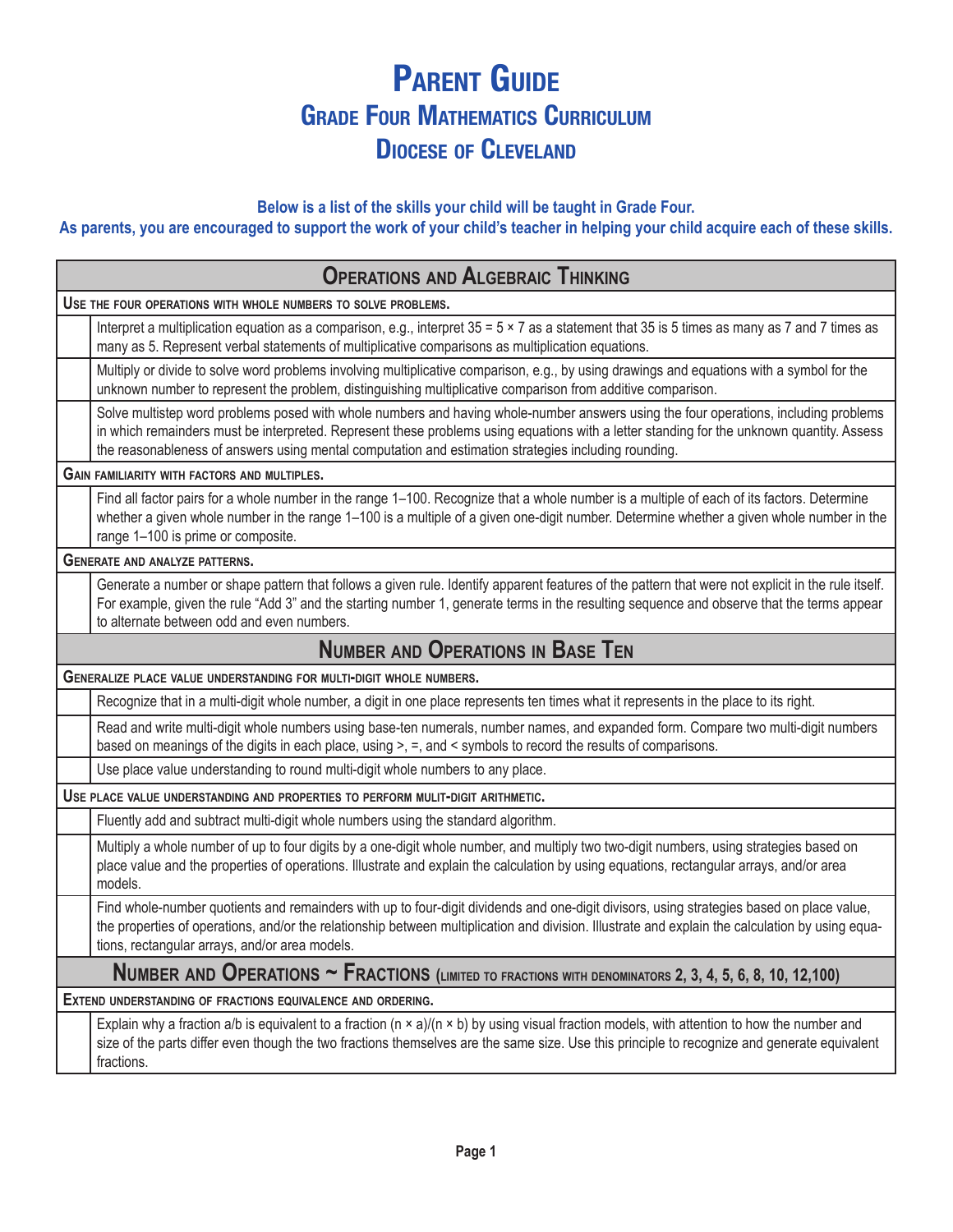# Parent Guide
## Grade Four Mathematics Curriculum
## Diocese of Cleveland

**Below is a list of the skills your child will be taught in Grade Four.**
**As parents, you are encouraged to support the work of your child's teacher in helping your child acquire each of these skills.**

| | |
|---|---|
| **Operations and Algebraic Thinking** | |
| **Use the four operations with whole numbers to solve problems.** | |
| | Interpret a multiplication equation as a comparison, e.g., interpret 35 = 5 × 7 as a statement that 35 is 5 times as many as 7 and 7 times as many as 5. Represent verbal statements of multiplicative comparisons as multiplication equations. |
| | Multiply or divide to solve word problems involving multiplicative comparison, e.g., by using drawings and equations with a symbol for the unknown number to represent the problem, distinguishing multiplicative comparison from additive comparison. |
| | Solve multistep word problems posed with whole numbers and having whole-number answers using the four operations, including problems in which remainders must be interpreted. Represent these problems using equations with a letter standing for the unknown quantity. Assess the reasonableness of answers using mental computation and estimation strategies including rounding. |
| **Gain familiarity with factors and multiples.** | |
| | Find all factor pairs for a whole number in the range 1–100. Recognize that a whole number is a multiple of each of its factors. Determine whether a given whole number in the range 1–100 is a multiple of a given one-digit number. Determine whether a given whole number in the range 1–100 is prime or composite. |
| **Generate and analyze patterns.** | |
| | Generate a number or shape pattern that follows a given rule. Identify apparent features of the pattern that were not explicit in the rule itself. For example, given the rule "Add 3" and the starting number 1, generate terms in the resulting sequence and observe that the terms appear to alternate between odd and even numbers. |
| **Number and Operations in Base Ten** | |
| **Generalize place value understanding for multi-digit whole numbers.** | |
| | Recognize that in a multi-digit whole number, a digit in one place represents ten times what it represents in the place to its right. |
| | Read and write multi-digit whole numbers using base-ten numerals, number names, and expanded form. Compare two multi-digit numbers based on meanings of the digits in each place, using >, =, and < symbols to record the results of comparisons. |
| | Use place value understanding to round multi-digit whole numbers to any place. |
| **Use place value understanding and properties to perform mulit-digit arithmetic.** | |
| | Fluently add and subtract multi-digit whole numbers using the standard algorithm. |
| | Multiply a whole number of up to four digits by a one-digit whole number, and multiply two two-digit numbers, using strategies based on place value and the properties of operations. Illustrate and explain the calculation by using equations, rectangular arrays, and/or area models. |
| | Find whole-number quotients and remainders with up to four-digit dividends and one-digit divisors, using strategies based on place value, the properties of operations, and/or the relationship between multiplication and division. Illustrate and explain the calculation by using equations, rectangular arrays, and/or area models. |
| **Number and Operations ~ Fractions (limited to fractions with denominators 2, 3, 4, 5, 6, 8, 10, 12,100)** | |
| **Extend understanding of fractions equivalence and ordering.** | |
| | Explain why a fraction a/b is equivalent to a fraction (n × a)/(n × b) by using visual fraction models, with attention to how the number and size of the parts differ even though the two fractions themselves are the same size. Use this principle to recognize and generate equivalent fractions. |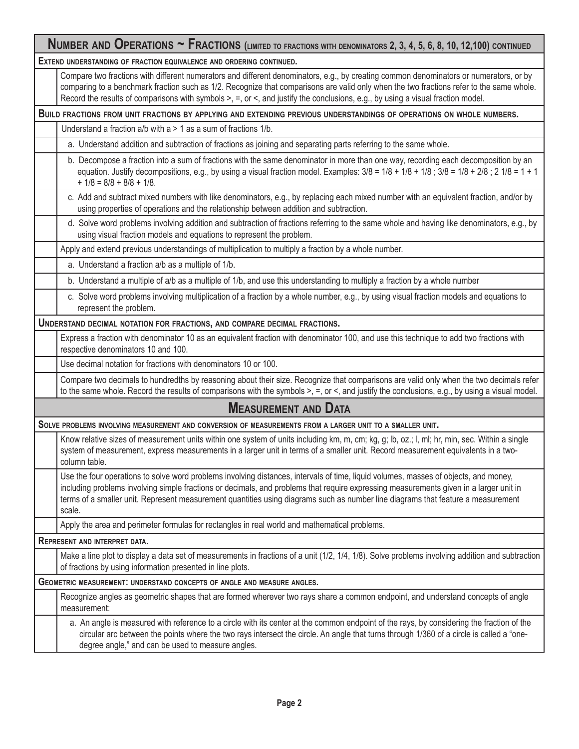## Number and Operations ~ Fractions (limited to fractions with denominators 2, 3, 4, 5, 6, 8, 10, 12,100) continued

| | |
|---|---|
| **Extend understanding of fraction equivalence and ordering continued.** | |
| | Compare two fractions with different numerators and different denominators, e.g., by creating common denominators or numerators, or by comparing to a benchmark fraction such as 1/2. Recognize that comparisons are valid only when the two fractions refer to the same whole. Record the results of comparisons with symbols >, =, or <, and justify the conclusions, e.g., by using a visual fraction model. |
| **Build fractions from unit fractions by applying and extending previous understandings of operations on whole numbers.** | |
| | Understand a fraction a/b with a > 1 as a sum of fractions 1/b. |
| | a. Understand addition and subtraction of fractions as joining and separating parts referring to the same whole. |
| | b. Decompose a fraction into a sum of fractions with the same denominator in more than one way, recording each decomposition by an equation. Justify decompositions, e.g., by using a visual fraction model. Examples: 3/8 = 1/8 + 1/8 + 1/8 ; 3/8 = 1/8 + 2/8 ; 2 1/8 = 1 + 1 + 1/8 = 8/8 + 8/8 + 1/8. |
| | c. Add and subtract mixed numbers with like denominators, e.g., by replacing each mixed number with an equivalent fraction, and/or by using properties of operations and the relationship between addition and subtraction. |
| | d. Solve word problems involving addition and subtraction of fractions referring to the same whole and having like denominators, e.g., by using visual fraction models and equations to represent the problem. |
| | Apply and extend previous understandings of multiplication to multiply a fraction by a whole number. |
| | a. Understand a fraction a/b as a multiple of 1/b. |
| | b. Understand a multiple of a/b as a multiple of 1/b, and use this understanding to multiply a fraction by a whole number |
| | c. Solve word problems involving multiplication of a fraction by a whole number, e.g., by using visual fraction models and equations to represent the problem. |
| **Understand decimal notation for fractions, and compare decimal fractions.** | |
| | Express a fraction with denominator 10 as an equivalent fraction with denominator 100, and use this technique to add two fractions with respective denominators 10 and 100. |
| | Use decimal notation for fractions with denominators 10 or 100. |
| | Compare two decimals to hundredths by reasoning about their size. Recognize that comparisons are valid only when the two decimals refer to the same whole. Record the results of comparisons with the symbols >, =, or <, and justify the conclusions, e.g., by using a visual model. |

## Measurement and Data

| | |
|---|---|
| **Solve problems involving measurement and conversion of measurements from a larger unit to a smaller unit.** | |
| | Know relative sizes of measurement units within one system of units including km, m, cm; kg, g; lb, oz.; l, ml; hr, min, sec. Within a single system of measurement, express measurements in a larger unit in terms of a smaller unit. Record measurement equivalents in a two-column table. |
| | Use the four operations to solve word problems involving distances, intervals of time, liquid volumes, masses of objects, and money, including problems involving simple fractions or decimals, and problems that require expressing measurements given in a larger unit in terms of a smaller unit. Represent measurement quantities using diagrams such as number line diagrams that feature a measurement scale. |
| | Apply the area and perimeter formulas for rectangles in real world and mathematical problems. |
| **Represent and interpret data.** | |
| | Make a line plot to display a data set of measurements in fractions of a unit (1/2, 1/4, 1/8). Solve problems involving addition and subtraction of fractions by using information presented in line plots. |
| **Geometric measurement: understand concepts of angle and measure angles.** | |
| | Recognize angles as geometric shapes that are formed wherever two rays share a common endpoint, and understand concepts of angle measurement: |
| | a. An angle is measured with reference to a circle with its center at the common endpoint of the rays, by considering the fraction of the circular arc between the points where the two rays intersect the circle. An angle that turns through 1/360 of a circle is called a "one-degree angle," and can be used to measure angles. |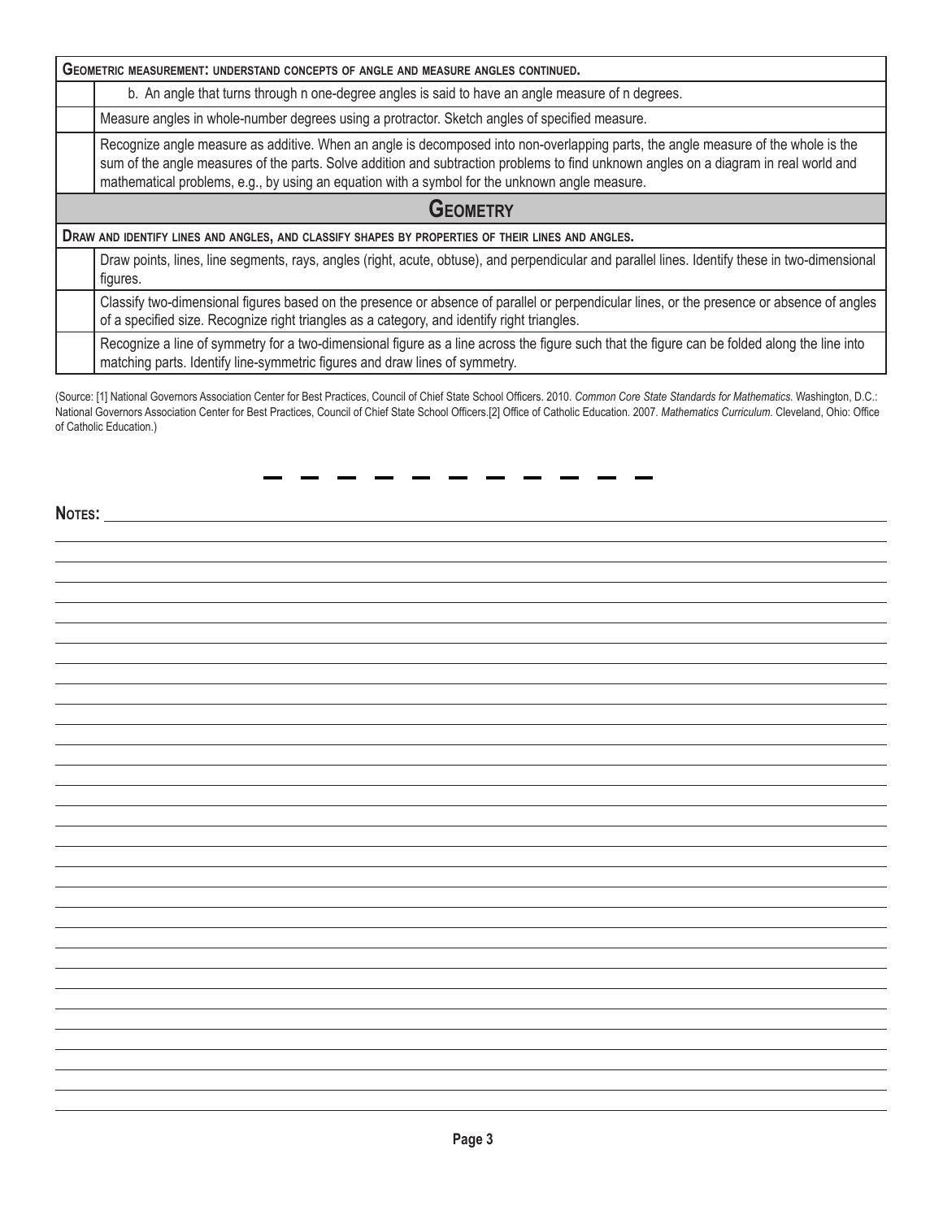| | |
|---|---|
| **Geometric measurement: understand concepts of angle and measure angles continued.** | |
| | b. An angle that turns through n one-degree angles is said to have an angle measure of n degrees. |
| | Measure angles in whole-number degrees using a protractor. Sketch angles of specified measure. |
| | Recognize angle measure as additive. When an angle is decomposed into non-overlapping parts, the angle measure of the whole is the sum of the angle measures of the parts. Solve addition and subtraction problems to find unknown angles on a diagram in real world and mathematical problems, e.g., by using an equation with a symbol for the unknown angle measure. |

## Geometry

| | |
|---|---|
| **Draw and identify lines and angles, and classify shapes by properties of their lines and angles.** | |
| | Draw points, lines, line segments, rays, angles (right, acute, obtuse), and perpendicular and parallel lines. Identify these in two-dimensional figures. |
| | Classify two-dimensional figures based on the presence or absence of parallel or perpendicular lines, or the presence or absence of angles of a specified size. Recognize right triangles as a category, and identify right triangles. |
| | Recognize a line of symmetry for a two-dimensional figure as a line across the figure such that the figure can be folded along the line into matching parts. Identify line-symmetric figures and draw lines of symmetry. |

(Source: [1] National Governors Association Center for Best Practices, Council of Chief State School Officers. 2010. *Common Core State Standards for Mathematics.* Washington, D.C.: National Governors Association Center for Best Practices, Council of Chief State School Officers.[2] Office of Catholic Education. 2007. *Mathematics Curriculum.* Cleveland, Ohio: Office of Catholic Education.)

**Notes:**